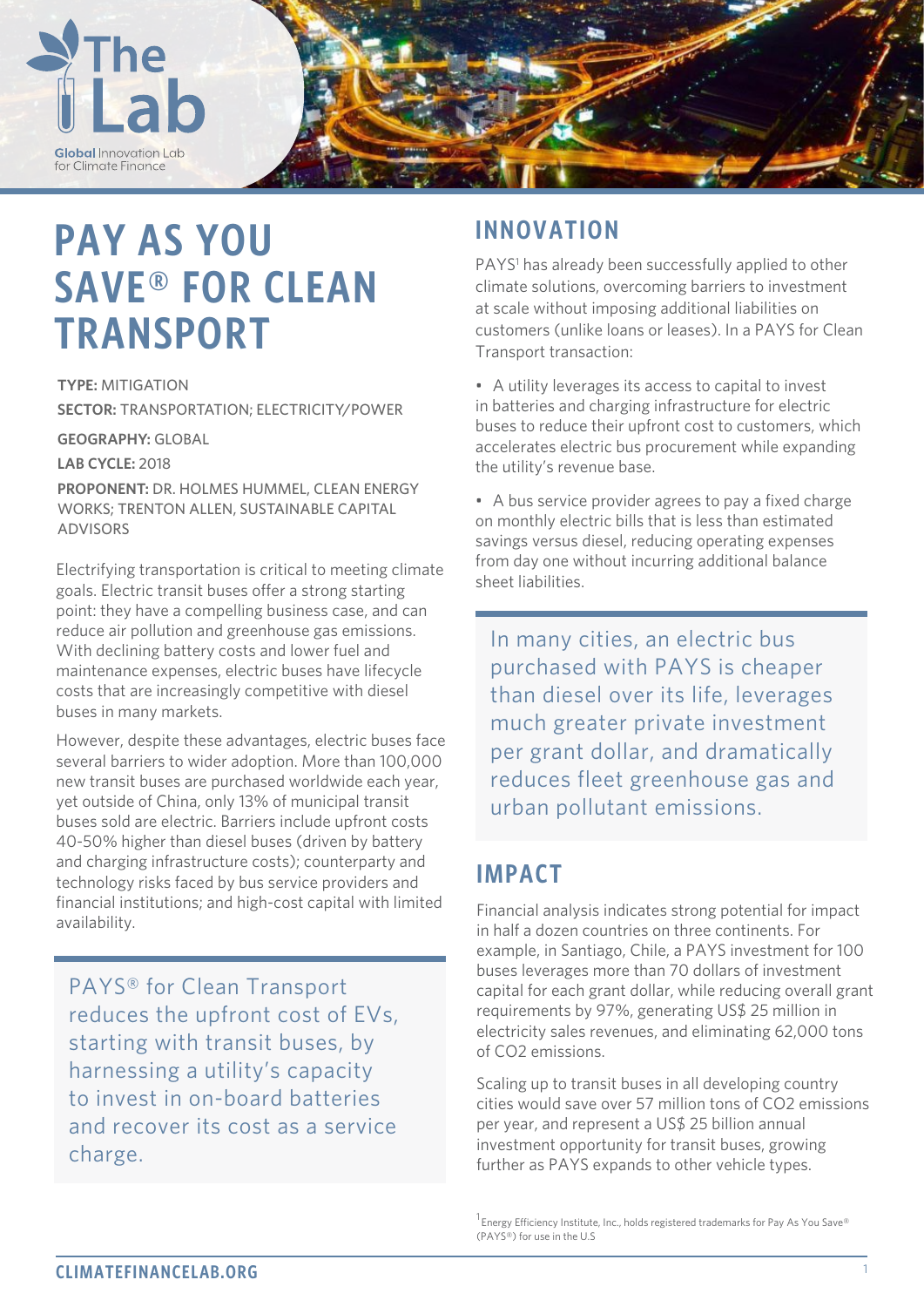The Lab
Global Innovation Lab for Climate Finance

# PAY AS YOU SAVE® FOR CLEAN TRANSPORT

**TYPE:** MITIGATION

**SECTOR:** TRANSPORTATION; ELECTRICITY/POWER

**GEOGRAPHY:** GLOBAL

**LAB CYCLE:** 2018

**PROPONENT:** DR. HOLMES HUMMEL, CLEAN ENERGY WORKS; TRENTON ALLEN, SUSTAINABLE CAPITAL ADVISORS

Electrifying transportation is critical to meeting climate goals. Electric transit buses offer a strong starting point: they have a compelling business case, and can reduce air pollution and greenhouse gas emissions. With declining battery costs and lower fuel and maintenance expenses, electric buses have lifecycle costs that are increasingly competitive with diesel buses in many markets.

However, despite these advantages, electric buses face several barriers to wider adoption. More than 100,000 new transit buses are purchased worldwide each year, yet outside of China, only 13% of municipal transit buses sold are electric. Barriers include upfront costs 40-50% higher than diesel buses (driven by battery and charging infrastructure costs); counterparty and technology risks faced by bus service providers and financial institutions; and high-cost capital with limited availability.

> PAYS® for Clean Transport reduces the upfront cost of EVs, starting with transit buses, by harnessing a utility's capacity to invest in on-board batteries and recover its cost as a service charge.

## INNOVATION

PAYS[1] has already been successfully applied to other climate solutions, overcoming barriers to investment at scale without imposing additional liabilities on customers (unlike loans or leases). In a PAYS for Clean Transport transaction:

- A utility leverages its access to capital to invest in batteries and charging infrastructure for electric buses to reduce their upfront cost to customers, which accelerates electric bus procurement while expanding the utility's revenue base.
- A bus service provider agrees to pay a fixed charge on monthly electric bills that is less than estimated savings versus diesel, reducing operating expenses from day one without incurring additional balance sheet liabilities.

> In many cities, an electric bus purchased with PAYS is cheaper than diesel over its life, leverages much greater private investment per grant dollar, and dramatically reduces fleet greenhouse gas and urban pollutant emissions.

## IMPACT

Financial analysis indicates strong potential for impact in half a dozen countries on three continents. For example, in Santiago, Chile, a PAYS investment for 100 buses leverages more than 70 dollars of investment capital for each grant dollar, while reducing overall grant requirements by 97%, generating US$ 25 million in electricity sales revenues, and eliminating 62,000 tons of $CO_2$ emissions.

Scaling up to transit buses in all developing country cities would save over 57 million tons of $CO_2$ emissions per year, and represent a US$ 25 billion annual investment opportunity for transit buses, growing further as PAYS expands to other vehicle types.

[1] Energy Efficiency Institute, Inc., holds registered trademarks for Pay As You Save® (PAYS®) for use in the U.S

CLIMATEFINANCELAB.ORG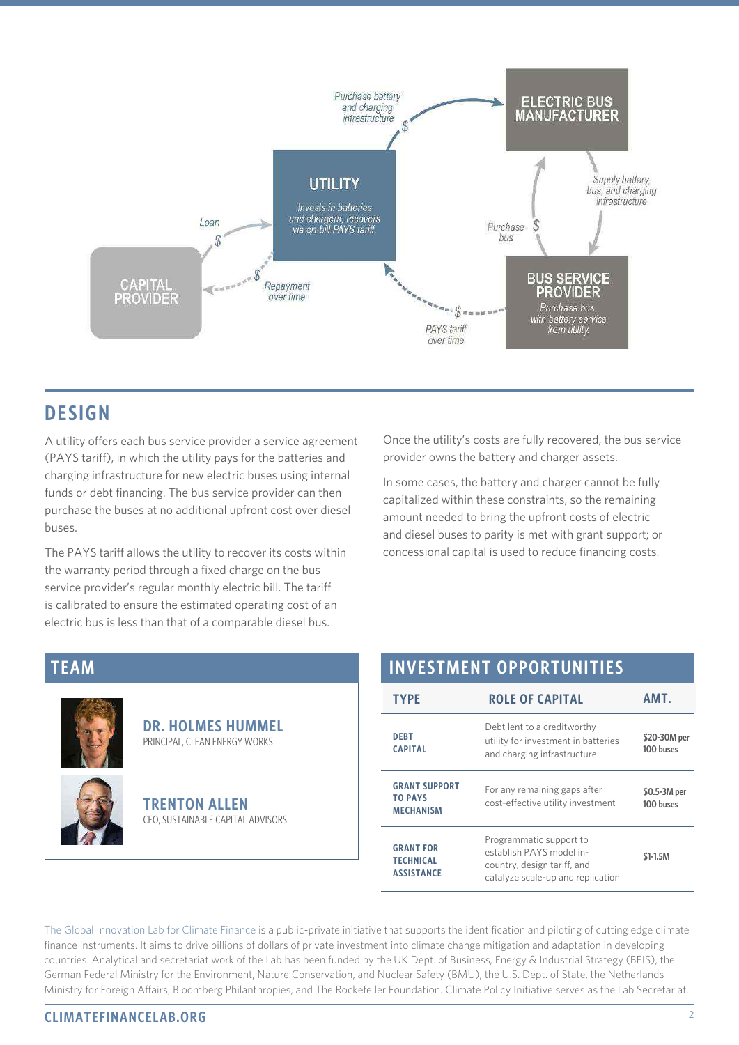ELECTRIC BUS MANUFACTURER

Purchase battery and charging infrastructure

$

UTILITY

Invests in batteries and chargers, recovers via on-bill PAYS tariff

Loan

$

CAPITAL PROVIDER

$

Repayment over time

Supply battery, bus, and charging infrastructure

Purchase bus

$

BUS SERVICE PROVIDER

Purchase bus with battery service from utility

$

PAYS tariff over time

## DESIGN

A utility offers each bus service provider a service agreement (PAYS tariff), in which the utility pays for the batteries and charging infrastructure for new electric buses using internal funds or debt financing. The bus service provider can then purchase the buses at no additional upfront cost over diesel buses.

The PAYS tariff allows the utility to recover its costs within the warranty period through a fixed charge on the bus service provider's regular monthly electric bill. The tariff is calibrated to ensure the estimated operating cost of an electric bus is less than that of a comparable diesel bus.

Once the utility's costs are fully recovered, the bus service provider owns the battery and charger assets.

In some cases, the battery and charger cannot be fully capitalized within these constraints, so the remaining amount needed to bring the upfront costs of electric and diesel buses to parity is met with grant support; or concessional capital is used to reduce financing costs.

## TEAM

**DR. HOLMES HUMMEL**
PRINCIPAL, CLEAN ENERGY WORKS

**TRENTON ALLEN**
CEO, SUSTAINABLE CAPITAL ADVISORS

## INVESTMENT OPPORTUNITIES

| TYPE | ROLE OF CAPITAL | AMT. |
|---|---|---|
| DEBT CAPITAL | Debt lent to a creditworthy utility for investment in batteries and charging infrastructure | $20-30M per 100 buses |
| GRANT SUPPORT TO PAYS MECHANISM | For any remaining gaps after cost-effective utility investment | $0.5-3M per 100 buses |
| GRANT FOR TECHNICAL ASSISTANCE | Programmatic support to establish PAYS model in-country, design tariff, and catalyze scale-up and replication | $1-1.5M |

The Global Innovation Lab for Climate Finance is a public-private initiative that supports the identification and piloting of cutting edge climate finance instruments. It aims to drive billions of dollars of private investment into climate change mitigation and adaptation in developing countries. Analytical and secretariat work of the Lab has been funded by the UK Dept. of Business, Energy & Industrial Strategy (BEIS), the German Federal Ministry for the Environment, Nature Conservation, and Nuclear Safety (BMU), the U.S. Dept. of State, the Netherlands Ministry for Foreign Affairs, Bloomberg Philanthropies, and The Rockefeller Foundation. Climate Policy Initiative serves as the Lab Secretariat.

CLIMATEFINANCELAB.ORG